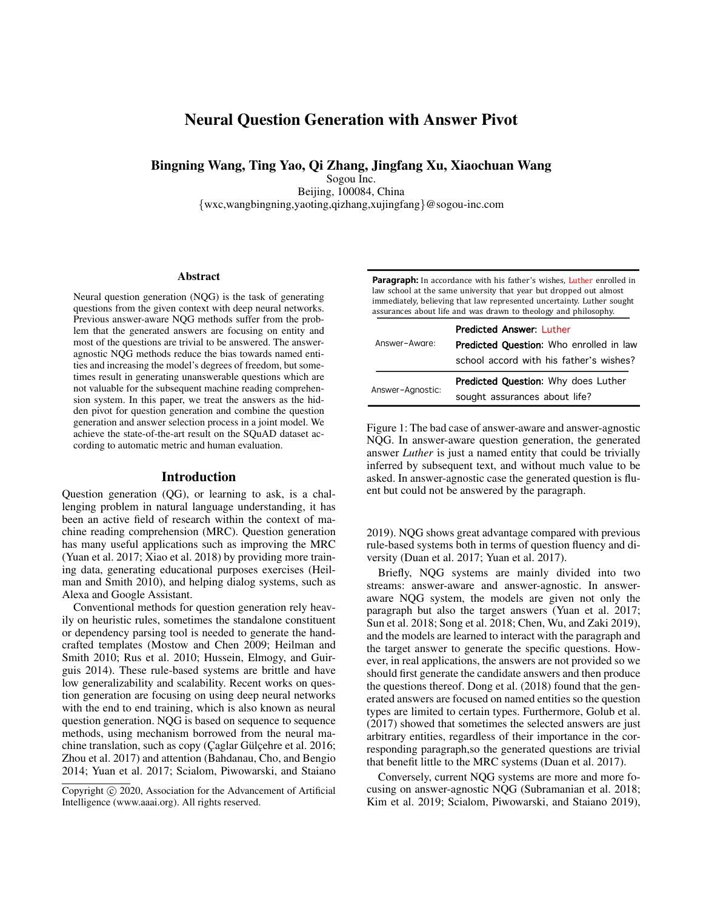# Neural Question Generation with Answer Pivot

**Bingning Wang, Ting Yao, Qi Zhang, Jingfang Xu, Xiaochuan Wang**

Sogou Inc.
Beijing, 100084, China
{wxc,wangbingning,yaoting,qizhang,xujingfang}@sogou-inc.com

## Abstract

Neural question generation (NQG) is the task of generating questions from the given context with deep neural networks. Previous answer-aware NQG methods suffer from the problem that the generated answers are focusing on entity and most of the questions are trivial to be answered. The answer-agnostic NQG methods reduce the bias towards named entities and increasing the model's degrees of freedom, but sometimes result in generating unanswerable questions which are not valuable for the subsequent machine reading comprehension system. In this paper, we treat the answers as the hidden pivot for question generation and combine the question generation and answer selection process in a joint model. We achieve the state-of-the-art result on the SQuAD dataset according to automatic metric and human evaluation.

## Introduction

Question generation (QG), or learning to ask, is a challenging problem in natural language understanding, it has been an active field of research within the context of machine reading comprehension (MRC). Question generation has many useful applications such as improving the MRC (Yuan et al. 2017; Xiao et al. 2018) by providing more training data, generating educational purposes exercises (Heilman and Smith 2010), and helping dialog systems, such as Alexa and Google Assistant.

Conventional methods for question generation rely heavily on heuristic rules, sometimes the standalone constituent or dependency parsing tool is needed to generate the handcrafted templates (Mostow and Chen 2009; Heilman and Smith 2010; Rus et al. 2010; Hussein, Elmogy, and Guirguis 2014). These rule-based systems are brittle and have low generalizability and scalability. Recent works on question generation are focusing on using deep neural networks with the end to end training, which is also known as neural question generation. NQG is based on sequence to sequence methods, using mechanism borrowed from the neural machine translation, such as copy (Çaglar Gülçehre et al. 2016; Zhou et al. 2017) and attention (Bahdanau, Cho, and Bengio 2014; Yuan et al. 2017; Scialom, Piwowarski, and Staiano 2019). NQG shows great advantage compared with previous rule-based systems both in terms of question fluency and diversity (Duan et al. 2017; Yuan et al. 2017).

| | |
|---|---|
| **Paragraph:** In accordance with his father's wishes, Luther enrolled in law school at the same university that year but dropped out almost immediately, believing that law represented uncertainty. Luther sought assurances about life and was drawn to theology and philosophy. | |
| Answer-Aware: | **Predicted Answer:** Luther<br>**Predicted Question:** Who enrolled in law school accord with his father's wishes? |
| Answer-Agnostic: | **Predicted Question:** Why does Luther sought assurances about life? |

Figure 1: The bad case of answer-aware and answer-agnostic NQG. In answer-aware question generation, the generated answer *Luther* is just a named entity that could be trivially inferred by subsequent text, and without much value to be asked. In answer-agnostic case the generated question is fluent but could not be answered by the paragraph.

Briefly, NQG systems are mainly divided into two streams: answer-aware and answer-agnostic. In answer-aware NQG system, the models are given not only the paragraph but also the target answers (Yuan et al. 2017; Sun et al. 2018; Song et al. 2018; Chen, Wu, and Zaki 2019), and the models are learned to interact with the paragraph and the target answer to generate the specific questions. However, in real applications, the answers are not provided so we should first generate the candidate answers and then produce the questions thereof. Dong et al. (2018) found that the generated answers are focused on named entities so the question types are limited to certain types. Furthermore, Golub et al. (2017) showed that sometimes the selected answers are just arbitrary entities, regardless of their importance in the corresponding paragraph,so the generated questions are trivial that benefit little to the MRC systems (Duan et al. 2017).

Conversely, current NQG systems are more and more focusing on answer-agnostic NQG (Subramanian et al. 2018; Kim et al. 2019; Scialom, Piwowarski, and Staiano 2019),

Copyright © 2020, Association for the Advancement of Artificial Intelligence (www.aaai.org). All rights reserved.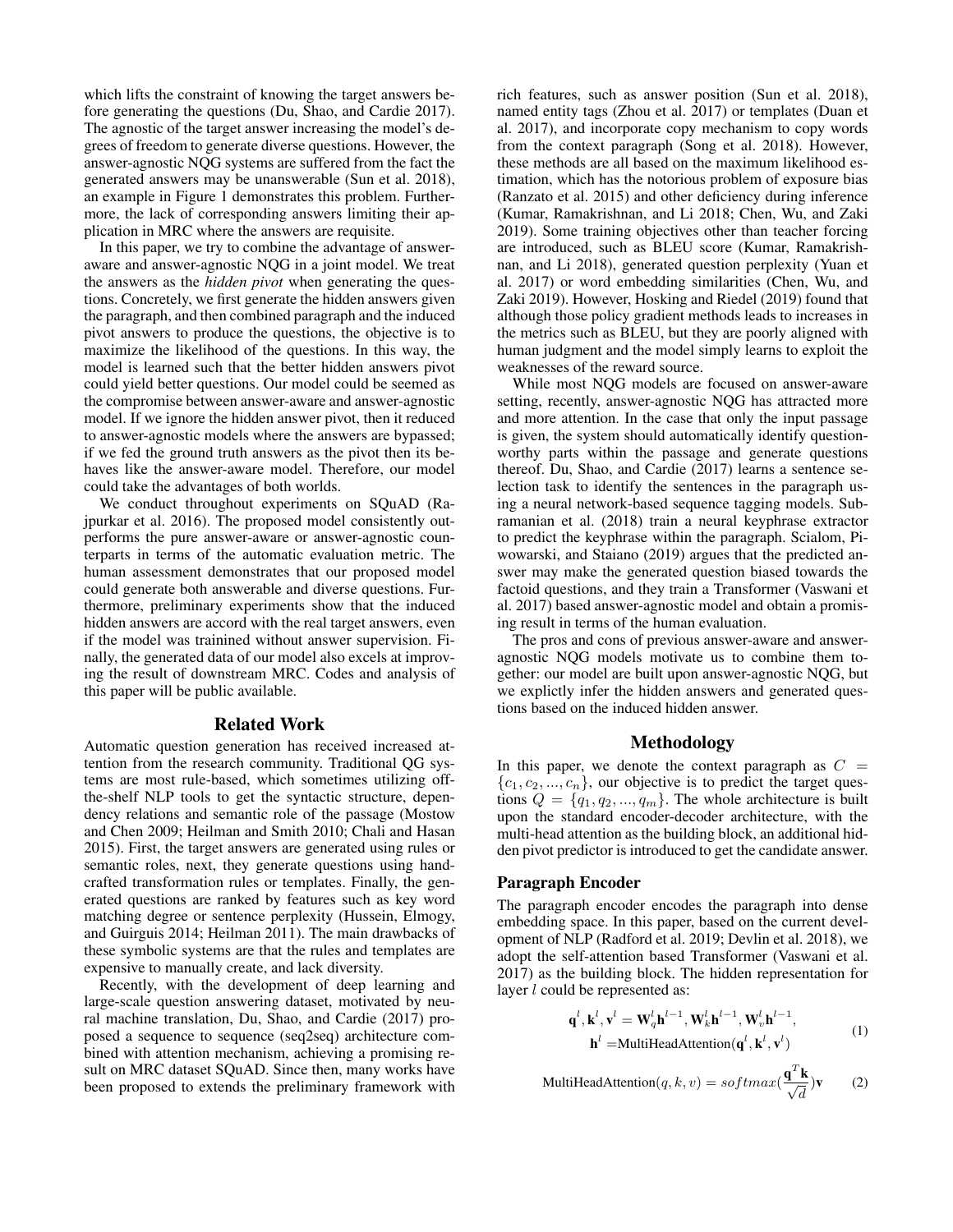which lifts the constraint of knowing the target answers before generating the questions (Du, Shao, and Cardie 2017). The agnostic of the target answer increasing the model's degrees of freedom to generate diverse questions. However, the answer-agnostic NQG systems are suffered from the fact the generated answers may be unanswerable (Sun et al. 2018), an example in Figure 1 demonstrates this problem. Furthermore, the lack of corresponding answers limiting their application in MRC where the answers are requisite.

In this paper, we try to combine the advantage of answer-aware and answer-agnostic NQG in a joint model. We treat the answers as the *hidden pivot* when generating the questions. Concretely, we first generate the hidden answers given the paragraph, and then combined paragraph and the induced pivot answers to produce the questions, the objective is to maximize the likelihood of the questions. In this way, the model is learned such that the better hidden answers pivot could yield better questions. Our model could be seemed as the compromise between answer-aware and answer-agnostic model. If we ignore the hidden answer pivot, then it reduced to answer-agnostic models where the answers are bypassed; if we fed the ground truth answers as the pivot then its behaves like the answer-aware model. Therefore, our model could take the advantages of both worlds.

We conduct throughout experiments on SQuAD (Rajpurkar et al. 2016). The proposed model consistently outperforms the pure answer-aware or answer-agnostic counterparts in terms of the automatic evaluation metric. The human assessment demonstrates that our proposed model could generate both answerable and diverse questions. Furthermore, preliminary experiments show that the induced hidden answers are accord with the real target answers, even if the model was traininted without answer supervision. Finally, the generated data of our model also excels at improving the result of downstream MRC. Codes and analysis of this paper will be public available.

## Related Work

Automatic question generation has received increased attention from the research community. Traditional QG systems are most rule-based, which sometimes utilizing off-the-shelf NLP tools to get the syntactic structure, dependency relations and semantic role of the passage (Mostow and Chen 2009; Heilman and Smith 2010; Chali and Hasan 2015). First, the target answers are generated using rules or semantic roles, next, they generate questions using hand-crafted transformation rules or templates. Finally, the generated questions are ranked by features such as key word matching degree or sentence perplexity (Hussein, Elmogy, and Guirguis 2014; Heilman 2011). The main drawbacks of these symbolic systems are that the rules and templates are expensive to manually create, and lack diversity.

Recently, with the development of deep learning and large-scale question answering dataset, motivated by neural machine translation, Du, Shao, and Cardie (2017) proposed a sequence to sequence (seq2seq) architecture combined with attention mechanism, achieving a promising result on MRC dataset SQuAD. Since then, many works have been proposed to extends the preliminary framework with rich features, such as answer position (Sun et al. 2018), named entity tags (Zhou et al. 2017) or templates (Duan et al. 2017), and incorporate copy mechanism to copy words from the context paragraph (Song et al. 2018). However, these methods are all based on the maximum likelihood estimation, which has the notorious problem of exposure bias (Ranzato et al. 2015) and other deficiency during inference (Kumar, Ramakrishnan, and Li 2018; Chen, Wu, and Zaki 2019). Some training objectives other than teacher forcing are introduced, such as BLEU score (Kumar, Ramakrishnan, and Li 2018), generated question perplexity (Yuan et al. 2017) or word embedding similarities (Chen, Wu, and Zaki 2019). However, Hosking and Riedel (2019) found that although those policy gradient methods leads to increases in the metrics such as BLEU, but they are poorly aligned with human judgment and the model simply learns to exploit the weaknesses of the reward source.

While most NQG models are focused on answer-aware setting, recently, answer-agnostic NQG has attracted more and more attention. In the case that only the input passage is given, the system should automatically identify question-worthy parts within the passage and generate questions thereof. Du, Shao, and Cardie (2017) learns a sentence selection task to identify the sentences in the paragraph using a neural network-based sequence tagging models. Subramanian et al. (2018) train a neural keyphrase extractor to predict the keyphrase within the paragraph. Scialom, Piwowarski, and Staiano (2019) argues that the predicted answer may make the generated question biased towards the factoid questions, and they train a Transformer (Vaswani et al. 2017) based answer-agnostic model and obtain a promising result in terms of the human evaluation.

The pros and cons of previous answer-aware and answer-agnostic NQG models motivate us to combine them together: our model are built upon answer-agnostic NQG, but we explictly infer the hidden answers and generated questions based on the induced hidden answer.

## Methodology

In this paper, we denote the context paragraph as $C = \{c_1, c_2, ..., c_n\}$, our objective is to predict the target questions $Q = \{q_1, q_2, ..., q_m\}$. The whole architecture is built upon the standard encoder-decoder architecture, with the multi-head attention as the building block, an additional hidden pivot predictor is introduced to get the candidate answer.

### Paragraph Encoder

The paragraph encoder encodes the paragraph into dense embedding space. In this paper, based on the current development of NLP (Radford et al. 2019; Devlin et al. 2018), we adopt the self-attention based Transformer (Vaswani et al. 2017) as the building block. The hidden representation for layer $l$ could be represented as:

$$\begin{aligned} \mathbf{q}^l, \mathbf{k}^l, \mathbf{v}^l &= \mathbf{W}_q^l \mathbf{h}^{l-1}, \mathbf{W}_k^l \mathbf{h}^{l-1}, \mathbf{W}_v^l \mathbf{h}^{l-1}, \\ \mathbf{h}^l &= \text{MultiHeadAttention}(\mathbf{q}^l, \mathbf{k}^l, \mathbf{v}^l) \end{aligned} \tag{1}$$

$$\text{MultiHeadAttention}(q, k, v) = softmax(\frac{\mathbf{q}^T \mathbf{k}}{\sqrt{d}})\mathbf{v} \tag{2}$$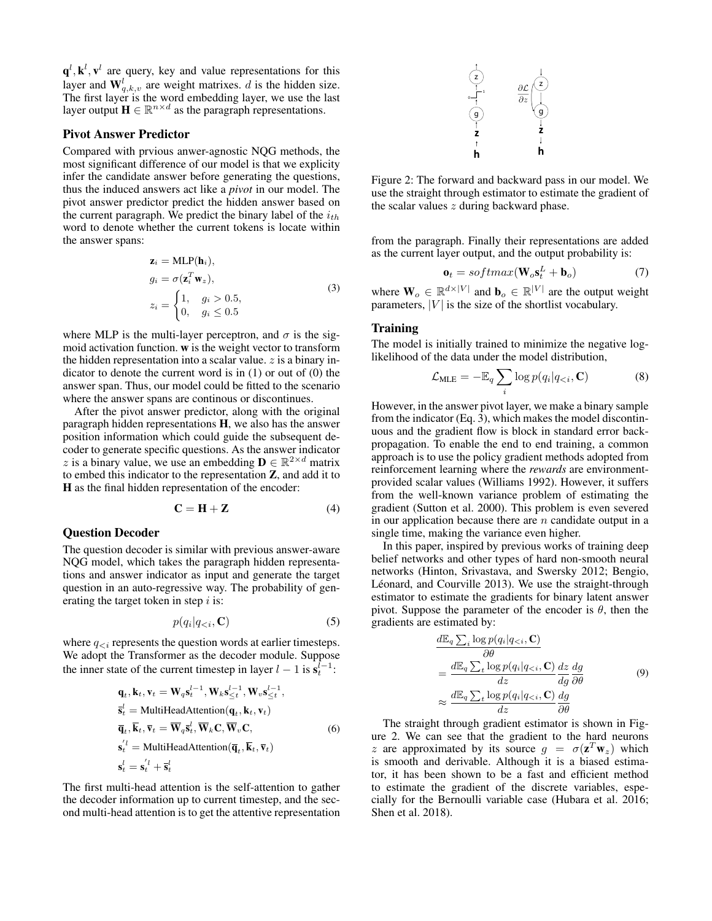$\mathbf{q}^l, \mathbf{k}^l, \mathbf{v}^l$ are query, key and value representations for this layer and $\mathbf{W}^l_{q,k,v}$ are weight matrixes. $d$ is the hidden size. The first layer is the word embedding layer, we use the last layer output $\mathbf{H} \in \mathbb{R}^{n \times d}$ as the paragraph representations.

## Pivot Answer Predictor

Compared with prvious anwer-agnostic NQG methods, the most significant difference of our model is that we explicity infer the candidate answer before generating the questions, thus the induced answers act like a *pivot* in our model. The pivot answer predictor predict the hidden answer based on the current paragraph. We predict the binary label of the $i_{th}$ word to denote whether the current tokens is locate within the answer spans:

$$
\begin{aligned}
\mathbf{z}_i &= \text{MLP}(\mathbf{h}_i), \\
g_i &= \sigma(\mathbf{z}_i^T \mathbf{w}_z), \\
z_i &= \begin{cases} 1, & g_i > 0.5, \\ 0, & g_i \leq 0.5 \end{cases}
\end{aligned}
\tag{3}
$$

where MLP is the multi-layer perceptron, and $\sigma$ is the sigmoid activation function. $\mathbf{w}$ is the weight vector to transform the hidden representation into a scalar value. $z$ is a binary indicator to denote the current word is in (1) or out of (0) the answer span. Thus, our model could be fitted to the scenario where the answer spans are continous or discontinues.

After the pivot answer predictor, along with the original paragraph hidden representations $\mathbf{H}$, we also has the answer position information which could guide the subsequent decoder to generate specific questions. As the answer indicator $z$ is a binary value, we use an embedding $\mathbf{D} \in \mathbb{R}^{2 \times d}$ matrix to embed this indicator to the representation $\mathbf{Z}$, and add it to $\mathbf{H}$ as the final hidden representation of the encoder:

$$
\mathbf{C} = \mathbf{H} + \mathbf{Z} \tag{4}
$$

## Question Decoder

The question decoder is similar with previous answer-aware NQG model, which takes the paragraph hidden representations and answer indicator as input and generate the target question in an auto-regressive way. The probability of generating the target token in step $i$ is:

$$
p(q_i | q_{<i}, \mathbf{C}) \tag{5}
$$

where $q_{<i}$ represents the question words at earlier timesteps. We adopt the Transformer as the decoder module. Suppose the inner state of the current timestep in layer $l-1$ is $\mathbf{s}_t^{l-1}$:

$$
\begin{aligned}
&\mathbf{q}_t, \mathbf{k}_t, \mathbf{v}_t = \mathbf{W}_q \mathbf{s}_t^{l-1}, \mathbf{W}_k \mathbf{s}_{\leq t}^{l-1}, \mathbf{W}_v \mathbf{s}_{\leq t}^{l-1}, \\
&\overline{\mathbf{s}}_t^l = \text{MultiHeadAttention}(\mathbf{q}_t, \mathbf{k}_t, \mathbf{v}_t) \\
&\overline{\mathbf{q}}_t, \overline{\mathbf{k}}_t, \overline{\mathbf{v}}_t = \overline{\mathbf{W}}_q \overline{\mathbf{s}}_t^l, \overline{\mathbf{W}}_k \mathbf{C}, \overline{\mathbf{W}}_v \mathbf{C}, \\
&\mathbf{s}_t^{'l} = \text{MultiHeadAttention}(\overline{\mathbf{q}}_t, \overline{\mathbf{k}}_t, \overline{\mathbf{v}}_t) \\
&\mathbf{s}_t^l = \mathbf{s}_t^{'l} + \overline{\mathbf{s}}_t^l
\end{aligned}
\tag{6}
$$

The first multi-head attention is the self-attention to gather the decoder information up to current timestep, and the second multi-head attention is to get the attentive representation from the paragraph. Finally their representations are added as the current layer output, and the output probability is:

$$
\mathbf{o}_t = softmax(\mathbf{W}_o \mathbf{s}_t^L + \mathbf{b}_o) \tag{7}
$$

where $\mathbf{W}_o \in \mathbb{R}^{d \times |V|}$ and $\mathbf{b}_o \in \mathbb{R}^{|V|}$ are the output weight parameters, $|V|$ is the size of the shortlist vocabulary.

Figure 2: The forward and backward pass in our model. We use the straight through estimator to estimate the gradient of the scalar values $z$ during backward phase.

## Training

The model is initially trained to minimize the negative log-likelihood of the data under the model distribution,

$$
\mathcal{L}_{\text{MLE}} = -\mathbb{E}_q \sum_i \log p(q_i | q_{<i}, \mathbf{C}) \tag{8}
$$

However, in the answer pivot layer, we make a binary sample from the indicator (Eq. 3), which makes the model discontinuous and the gradient flow is block in standard error backpropagation. To enable the end to end training, a common approach is to use the policy gradient methods adopted from reinforcement learning where the *rewards* are environment-provided scalar values (Williams 1992). However, it suffers from the well-known variance problem of estimating the gradient (Sutton et al. 2000). This problem is even severed in our application because there are $n$ candidate output in a single time, making the variance even higher.

In this paper, inspired by previous works of training deep belief networks and other types of hard non-smooth neural networks (Hinton, Srivastava, and Swersky 2012; Bengio, Léonard, and Courville 2013). We use the straight-through estimator to estimate the gradients for binary latent answer pivot. Suppose the parameter of the encoder is $\theta$, then the gradients are estimated by:

$$
\begin{aligned}
&\frac{d\mathbb{E}_q \sum_i \log p(q_i | q_{<i}, \mathbf{C})}{\partial \theta} \\
&= \frac{d\mathbb{E}_q \sum_t \log p(q_i | q_{<i}, \mathbf{C})}{dz} \frac{dz}{dg} \frac{dg}{\partial \theta} \\
&\approx \frac{d\mathbb{E}_q \sum_t \log p(q_i | q_{<i}, \mathbf{C})}{dz} \frac{dg}{\partial \theta}
\end{aligned}
\tag{9}
$$

The straight through gradient estimator is shown in Figure 2. We can see that the gradient to the hard neurons $z$ are approximated by its source $g = \sigma(\mathbf{z}^T \mathbf{w}_z)$ which is smooth and derivable. Although it is a biased estimator, it has been shown to be a fast and efficient method to estimate the gradient of the discrete variables, especially for the Bernoulli variable case (Hubara et al. 2016; Shen et al. 2018).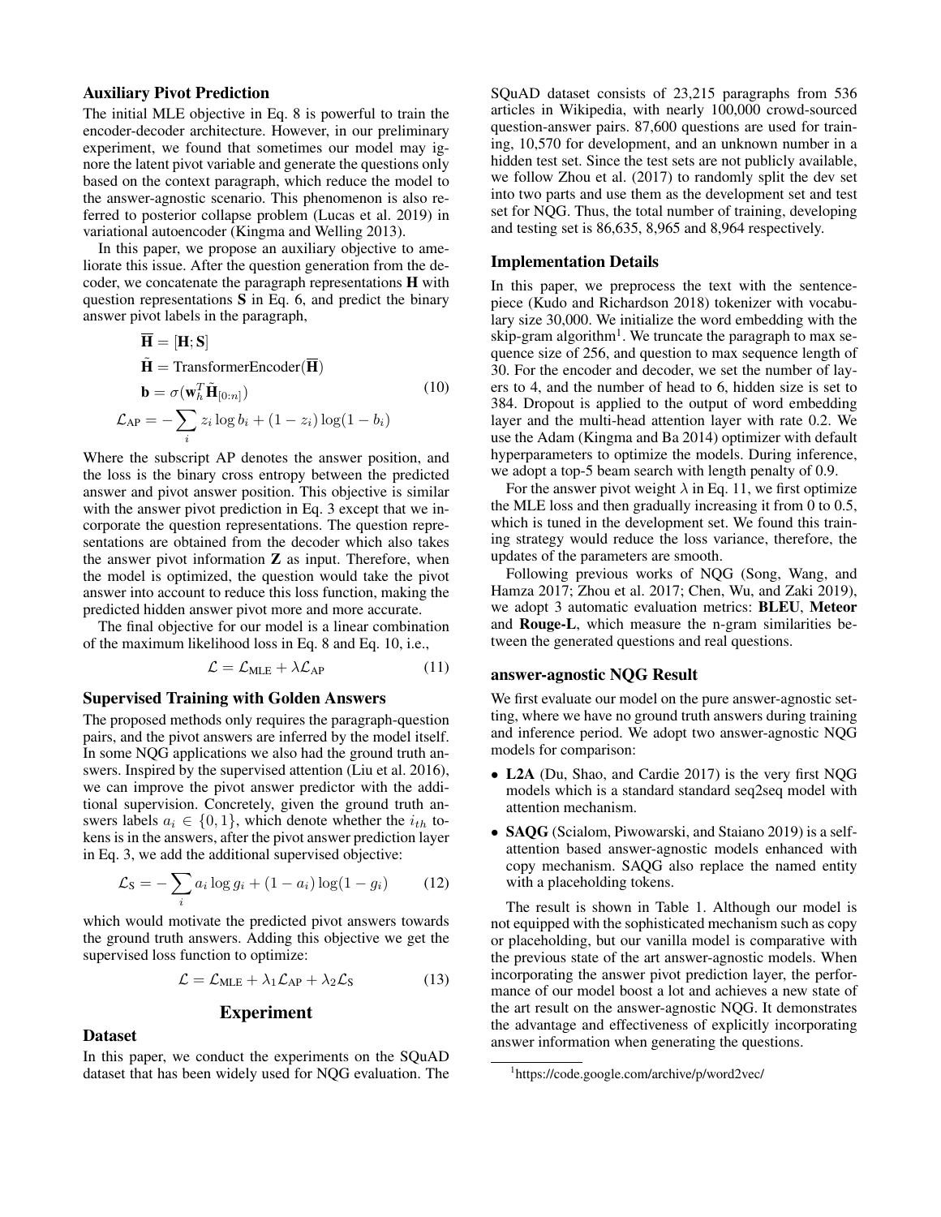### Auxiliary Pivot Prediction

The initial MLE objective in Eq. 8 is powerful to train the encoder-decoder architecture. However, in our preliminary experiment, we found that sometimes our model may ignore the latent pivot variable and generate the questions only based on the context paragraph, which reduce the model to the answer-agnostic scenario. This phenomenon is also referred to posterior collapse problem (Lucas et al. 2019) in variational autoencoder (Kingma and Welling 2013).

In this paper, we propose an auxiliary objective to ameliorate this issue. After the question generation from the decoder, we concatenate the paragraph representations $\mathbf{H}$ with question representations $\mathbf{S}$ in Eq. 6, and predict the binary answer pivot labels in the paragraph,

$$
\begin{aligned}
\overline{\mathbf{H}} &= [\mathbf{H}; \mathbf{S}] \\
\tilde{\mathbf{H}} &= \text{TransformerEncoder}(\overline{\mathbf{H}}) \\
\mathbf{b} &= \sigma(\mathbf{w}_h^T \tilde{\mathbf{H}}_{[0:n]}) \\
\mathcal{L}_{\text{AP}} &= -\sum_i z_i \log b_i + (1 - z_i) \log(1 - b_i)
\end{aligned} \tag{10}
$$

Where the subscript AP denotes the answer position, and the loss is the binary cross entropy between the predicted answer and pivot answer position. This objective is similar with the answer pivot prediction in Eq. 3 except that we incorporate the question representations. The question representations are obtained from the decoder which also takes the answer pivot information $\mathbf{Z}$ as input. Therefore, when the model is optimized, the question would take the pivot answer into account to reduce this loss function, making the predicted hidden answer pivot more and more accurate.

The final objective for our model is a linear combination of the maximum likelihood loss in Eq. 8 and Eq. 10, i.e.,

$$
\mathcal{L} = \mathcal{L}_{\text{MLE}} + \lambda \mathcal{L}_{\text{AP}} \tag{11}
$$

### Supervised Training with Golden Answers

The proposed methods only requires the paragraph-question pairs, and the pivot answers are inferred by the model itself. In some NQG applications we also had the ground truth answers. Inspired by the supervised attention (Liu et al. 2016), we can improve the pivot answer predictor with the additional supervision. Concretely, given the ground truth answers labels $a_i \in \{0, 1\}$, which denote whether the $i_{th}$ tokens is in the answers, after the pivot answer prediction layer in Eq. 3, we add the additional supervised objective:

$$
\mathcal{L}_{\text{S}} = -\sum_i a_i \log g_i + (1 - a_i) \log(1 - g_i) \tag{12}
$$

which would motivate the predicted pivot answers towards the ground truth answers. Adding this objective we get the supervised loss function to optimize:

$$
\mathcal{L} = \mathcal{L}_{\text{MLE}} + \lambda_1 \mathcal{L}_{\text{AP}} + \lambda_2 \mathcal{L}_{\text{S}} \tag{13}
$$

## Experiment

### Dataset

In this paper, we conduct the experiments on the SQuAD dataset that has been widely used for NQG evaluation. The SQuAD dataset consists of 23,215 paragraphs from 536 articles in Wikipedia, with nearly 100,000 crowd-sourced question-answer pairs. 87,600 questions are used for training, 10,570 for development, and an unknown number in a hidden test set. Since the test sets are not publicly available, we follow Zhou et al. (2017) to randomly split the dev set into two parts and use them as the development set and test set for NQG. Thus, the total number of training, developing and testing set is 86,635, 8,965 and 8,964 respectively.

### Implementation Details

In this paper, we preprocess the text with the sentencepiece (Kudo and Richardson 2018) tokenizer with vocabulary size 30,000. We initialize the word embedding with the skip-gram algorithm[1]. We truncate the paragraph to max sequence size of 256, and question to max sequence length of 30. For the encoder and decoder, we set the number of layers to 4, and the number of head to 6, hidden size is set to 384. Dropout is applied to the output of word embedding layer and the multi-head attention layer with rate 0.2. We use the Adam (Kingma and Ba 2014) optimizer with default hyperparameters to optimize the models. During inference, we adopt a top-5 beam search with length penalty of 0.9.

For the answer pivot weight $\lambda$ in Eq. 11, we first optimize the MLE loss and then gradually increasing it from 0 to 0.5, which is tuned in the development set. We found this training strategy would reduce the loss variance, therefore, the updates of the parameters are smooth.

Following previous works of NQG (Song, Wang, and Hamza 2017; Zhou et al. 2017; Chen, Wu, and Zaki 2019), we adopt 3 automatic evaluation metrics: **BLEU**, **Meteor** and **Rouge-L**, which measure the n-gram similarities between the generated questions and real questions.

### answer-agnostic NQG Result

We first evaluate our model on the pure answer-agnostic setting, where we have no ground truth answers during training and inference period. We adopt two answer-agnostic NQG models for comparison:

- **L2A** (Du, Shao, and Cardie 2017) is the very first NQG models which is a standard standard seq2seq model with attention mechanism.
- **SAQG** (Scialom, Piwowarski, and Staiano 2019) is a self-attention based answer-agnostic models enhanced with copy mechanism. SAQG also replace the named entity with a placeholding tokens.

The result is shown in Table 1. Although our model is not equipped with the sophisticated mechanism such as copy or placeholding, but our vanilla model is comparative with the previous state of the art answer-agnostic models. When incorporating the answer pivot prediction layer, the performance of our model boost a lot and achieves a new state of the art result on the answer-agnostic NQG. It demonstrates the advantage and effectiveness of explicitly incorporating answer information when generating the questions.

[1] https://code.google.com/archive/p/word2vec/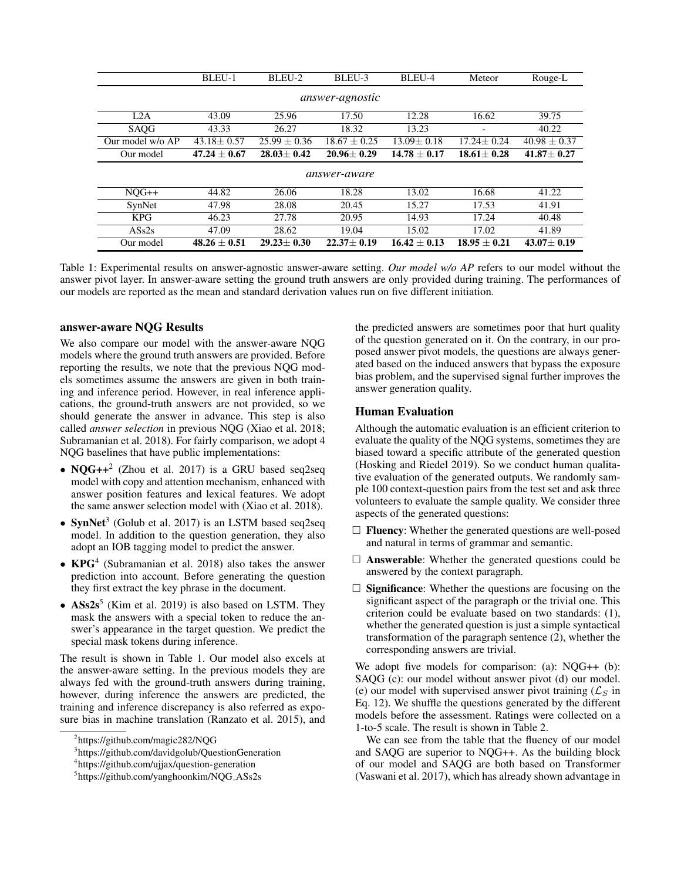| | BLEU-1 | BLEU-2 | BLEU-3 | BLEU-4 | Meteor | Rouge-L |
|---|---|---|---|---|---|---|
| *answer-agnostic* | | | | | | |
| L2A | 43.09 | 25.96 | 17.50 | 12.28 | 16.62 | 39.75 |
| SAQG | 43.33 | 26.27 | 18.32 | 13.23 | - | 40.22 |
| Our model w/o AP | 43.18± 0.57 | 25.99 ± 0.36 | 18.67 ± 0.25 | 13.09± 0.18 | 17.24± 0.24 | 40.98 ± 0.37 |
| Our model | **47.24 ± 0.67** | **28.03± 0.42** | **20.96± 0.29** | **14.78 ± 0.17** | **18.61± 0.28** | **41.87± 0.27** |
| *answer-aware* | | | | | | |
| NQG++ | 44.82 | 26.06 | 18.28 | 13.02 | 16.68 | 41.22 |
| SynNet | 47.98 | 28.08 | 20.45 | 15.27 | 17.53 | 41.91 |
| KPG | 46.23 | 27.78 | 20.95 | 14.93 | 17.24 | 40.48 |
| ASs2s | 47.09 | 28.62 | 19.04 | 15.02 | 17.02 | 41.89 |
| Our model | **48.26 ± 0.51** | **29.23± 0.30** | **22.37± 0.19** | **16.42 ± 0.13** | **18.95 ± 0.21** | **43.07± 0.19** |

Table 1: Experimental results on answer-agnostic answer-aware setting. *Our model w/o AP* refers to our model without the answer pivot layer. In answer-aware setting the ground truth answers are only provided during training. The performances of our models are reported as the mean and standard derivation values run on five different initiation.

### answer-aware NQG Results

We also compare our model with the answer-aware NQG models where the ground truth answers are provided. Before reporting the results, we note that the previous NQG models sometimes assume the answers are given in both training and inference period. However, in real inference applications, the ground-truth answers are not provided, so we should generate the answer in advance. This step is also called *answer selection* in previous NQG (Xiao et al. 2018; Subramanian et al. 2018). For fairly comparison, we adopt 4 NQG baselines that have public implementations:

- **NQG++**[2] (Zhou et al. 2017) is a GRU based seq2seq model with copy and attention mechanism, enhanced with answer position features and lexical features. We adopt the same answer selection model with (Xiao et al. 2018).
- **SynNet**[3] (Golub et al. 2017) is an LSTM based seq2seq model. In addition to the question generation, they also adopt an IOB tagging model to predict the answer.
- **KPG**[4] (Subramanian et al. 2018) also takes the answer prediction into account. Before generating the question they first extract the key phrase in the document.
- **ASs2s**[5] (Kim et al. 2019) is also based on LSTM. They mask the answers with a special token to reduce the answer's appearance in the target question. We predict the special mask tokens during inference.

The result is shown in Table 1. Our model also excels at the answer-aware setting. In the previous models they are always fed with the ground-truth answers during training, however, during inference the answers are predicted, the training and inference discrepancy is also referred as exposure bias in machine translation (Ranzato et al. 2015), and the predicted answers are sometimes poor that hurt quality of the question generated on it. On the contrary, in our proposed answer pivot models, the questions are always generated based on the induced answers that bypass the exposure bias problem, and the supervised signal further improves the answer generation quality.

### Human Evaluation

Although the automatic evaluation is an efficient criterion to evaluate the quality of the NQG systems, sometimes they are biased toward a specific attribute of the generated question (Hosking and Riedel 2019). So we conduct human qualitative evaluation of the generated outputs. We randomly sample 100 context-question pairs from the test set and ask three volunteers to evaluate the sample quality. We consider three aspects of the generated questions:

- □ **Fluency**: Whether the generated questions are well-posed and natural in terms of grammar and semantic.
- □ **Answerable**: Whether the generated questions could be answered by the context paragraph.
- □ **Significance**: Whether the questions are focusing on the significant aspect of the paragraph or the trivial one. This criterion could be evaluate based on two standards: (1), whether the generated question is just a simple syntactical transformation of the paragraph sentence (2), whether the corresponding answers are trivial.

We adopt five models for comparison: (a): NQG++ (b): SAQG (c): our model without answer pivot (d) our model. (e) our model with supervised answer pivot training ($\mathcal{L}_S$ in Eq. 12). We shuffle the questions generated by the different models before the assessment. Ratings were collected on a 1-to-5 scale. The result is shown in Table 2.

We can see from the table that the fluency of our model and SAQG are superior to NQG++. As the building block of our model and SAQG are both based on Transformer (Vaswani et al. 2017), which has already shown advantage in

[2] https://github.com/magic282/NQG

[3] https://github.com/davidgolub/QuestionGeneration

[4] https://github.com/ujjax/question-generation

[5] https://github.com/yanghoonkim/NQG_ASs2s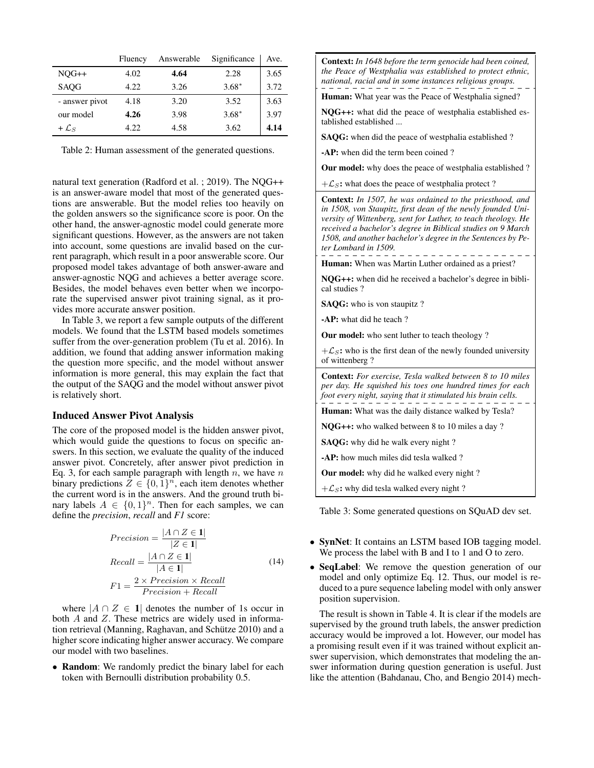|  | Fluency | Answerable | Significance | Ave. |
|---|---|---|---|---|
| NQG++ | 4.02 | **4.64** | 2.28 | 3.65 |
| SAQG | 4.22 | 3.26 | $3.68^*$ | 3.72 |
| - answer pivot | 4.18 | 3.20 | 3.52 | 3.63 |
| our model | **4.26** | 3.98 | $3.68^*$ | 3.97 |
| + $\mathcal{L}_S$ | 4.22 | 4.58 | 3.62 | **4.14** |

Table 2: Human assessment of the generated questions.

natural text generation (Radford et al. ; 2019). The NQG++ is an answer-aware model that most of the generated questions are answerable. But the model relies too heavily on the golden answers so the significance score is poor. On the other hand, the answer-agnostic model could generate more significant questions. However, as the answers are not taken into account, some questions are invalid based on the current paragraph, which result in a poor answerable score. Our proposed model takes advantage of both answer-aware and answer-agnostic NQG and achieves a better average score. Besides, the model behaves even better when we incorporate the supervised answer pivot training signal, as it provides more accurate answer position.

In Table 3, we report a few sample outputs of the different models. We found that the LSTM based models sometimes suffer from the over-generation problem (Tu et al. 2016). In addition, we found that adding answer information making the question more specific, and the model without answer information is more general, this may explain the fact that the output of the SAQG and the model without answer pivot is relatively short.

### Induced Answer Pivot Analysis

The core of the proposed model is the hidden answer pivot, which would guide the questions to focus on specific answers. In this section, we evaluate the quality of the induced answer pivot. Concretely, after answer pivot prediction in Eq. 3, for each sample paragraph with length $n$, we have $n$ binary predictions $Z \in \{0,1\}^n$, each item denotes whether the current word is in the answers. And the ground truth binary labels $A \in \{0,1\}^n$. Then for each samples, we can define the *precision*, *recall* and *F1* score:

$$
\begin{aligned}
Precision &= \frac{|A \cap Z \in \mathbf{1}|}{|Z \in \mathbf{1}|} \\
Recall &= \frac{|A \cap Z \in \mathbf{1}|}{|A \in \mathbf{1}|} \\
F1 &= \frac{2 \times Precision \times Recall}{Precision + Recall}
\end{aligned}
\tag{14}
$$

where $|A \cap Z \in \mathbf{1}|$ denotes the number of 1s occur in both $A$ and $Z$. These metrics are widely used in information retrieval (Manning, Raghavan, and Schütze 2010) and a higher score indicating higher answer accuracy. We compare our model with two baselines.

- **Random**: We randomly predict the binary label for each token with Bernoulli distribution probability 0.5.

**Context:** *In 1648 before the term genocide had been coined, the Peace of Westphalia was established to protect ethnic, national, racial and in some instances religious groups.*

**Human:** What year was the Peace of Westphalia signed?

**NQG++:** what did the peace of westphalia established established established ...

**SAQG:** when did the peace of westphalia established ?

**-AP:** when did the term been coined ?

**Our model:** why does the peace of westphalia established ?

$+\mathcal{L}_S$**:** what does the peace of westphalia protect ?

**Context:** *In 1507, he was ordained to the priesthood, and in 1508, von Staupitz, first dean of the newly founded University of Wittenberg, sent for Luther, to teach theology. He received a bachelor's degree in Biblical studies on 9 March 1508, and another bachelor's degree in the Sentences by Peter Lombard in 1509.*

**Human:** When was Martin Luther ordained as a priest?

**NQG++:** when did he received a bachelor's degree in biblical studies ?

**SAQG:** who is von staupitz ?

**-AP:** what did he teach ?

**Our model:** who sent luther to teach theology ?

$+\mathcal{L}_S$**:** who is the first dean of the newly founded university of wittenberg ?

**Context:** *For exercise, Tesla walked between 8 to 10 miles per day. He squished his toes one hundred times for each foot every night, saying that it stimulated his brain cells.*

**Human:** What was the daily distance walked by Tesla?

**NQG++:** who walked between 8 to 10 miles a day ?

**SAQG:** why did he walk every night ?

**-AP:** how much miles did tesla walked ?

**Our model:** why did he walked every night ?

$+\mathcal{L}_S$**:** why did tesla walked every night ?

Table 3: Some generated questions on SQuAD dev set.

- **SynNet**: It contains an LSTM based IOB tagging model. We process the label with B and I to 1 and O to zero.
- **SeqLabel**: We remove the question generation of our model and only optimize Eq. 12. Thus, our model is reduced to a pure sequence labeling model with only answer position supervision.

The result is shown in Table 4. It is clear if the models are supervised by the ground truth labels, the answer prediction accuracy would be improved a lot. However, our model has a promising result even if it was trained without explicit answer supervision, which demonstrates that modeling the answer information during question generation is useful. Just like the attention (Bahdanau, Cho, and Bengio 2014) mech-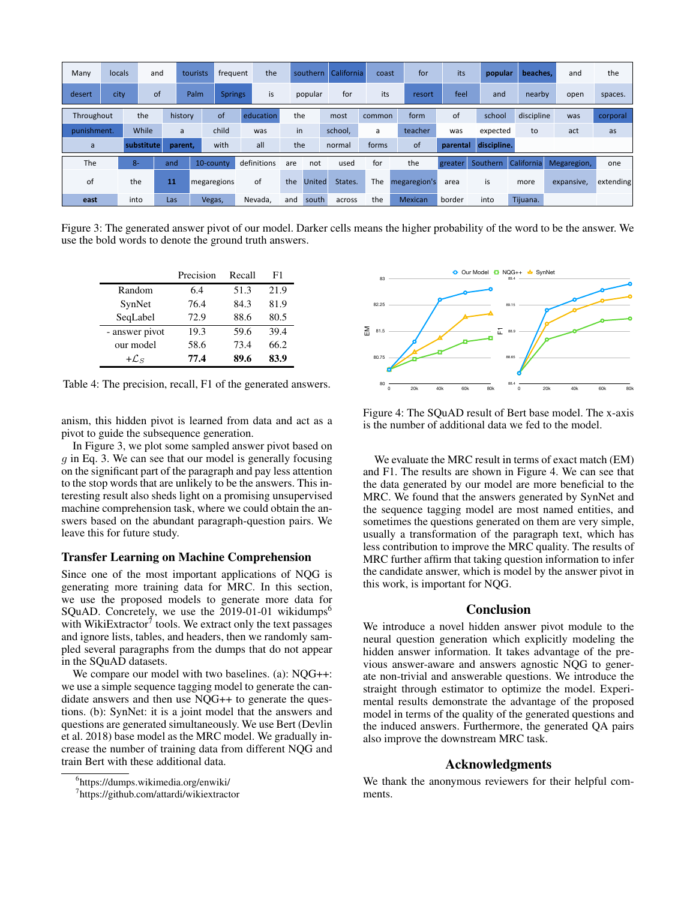Figure 3: The generated answer pivot of our model. Darker cells means the higher probability of the word to be the answer. We use the bold words to denote the ground truth answers.

| | Precision | Recall | F1 |
|---|---|---|---|
| Random | 6.4 | 51.3 | 21.9 |
| SynNet | 76.4 | 84.3 | 81.9 |
| SeqLabel | 72.9 | 88.6 | 80.5 |
| - answer pivot | 19.3 | 59.6 | 39.4 |
| our model | 58.6 | 73.4 | 66.2 |
| $+\mathcal{L}_S$ | **77.4** | **89.6** | **83.9** |

Table 4: The precision, recall, F1 of the generated answers.

anism, this hidden pivot is learned from data and act as a pivot to guide the subsequence generation.

In Figure 3, we plot some sampled answer pivot based on $g$ in Eq. 3. We can see that our model is generally focusing on the significant part of the paragraph and pay less attention to the stop words that are unlikely to be the answers. This interesting result also sheds light on a promising unsupervised machine comprehension task, where we could obtain the answers based on the abundant paragraph-question pairs. We leave this for future study.

### Transfer Learning on Machine Comprehension

Since one of the most important applications of NQG is generating more training data for MRC. In this section, we use the proposed models to generate more data for SQuAD. Concretely, we use the 2019-01-01 wikidumps[6] with WikiExtractor[7] tools. We extract only the text passages and ignore lists, tables, and headers, then we randomly sampled several paragraphs from the dumps that do not appear in the SQuAD datasets.

We compare our model with two baselines. (a): NQG++: we use a simple sequence tagging model to generate the candidate answers and then use NQG++ to generate the questions. (b): SynNet: it is a joint model that the answers and questions are generated simultaneously. We use Bert (Devlin et al. 2018) base model as the MRC model. We gradually increase the number of training data from different NQG and train Bert with these additional data.

[6]https://dumps.wikimedia.org/enwiki/

[7]https://github.com/attardi/wikiextractor

Figure 4: The SQuAD result of Bert base model. The x-axis is the number of additional data we fed to the model.

We evaluate the MRC result in terms of exact match (EM) and F1. The results are shown in Figure 4. We can see that the data generated by our model are more beneficial to the MRC. We found that the answers generated by SynNet and the sequence tagging model are most named entities, and sometimes the questions generated on them are very simple, usually a transformation of the paragraph text, which has less contribution to improve the MRC quality. The results of MRC further affirm that taking question information to infer the candidate answer, which is model by the answer pivot in this work, is important for NQG.

## Conclusion

We introduce a novel hidden answer pivot module to the neural question generation which explicitly modeling the hidden answer information. It takes advantage of the previous answer-aware and answers agnostic NQG to generate non-trivial and answerable questions. We introduce the straight through estimator to optimize the model. Experimental results demonstrate the advantage of the proposed model in terms of the quality of the generated questions and the induced answers. Furthermore, the generated QA pairs also improve the downstream MRC task.

## Acknowledgments

We thank the anonymous reviewers for their helpful comments.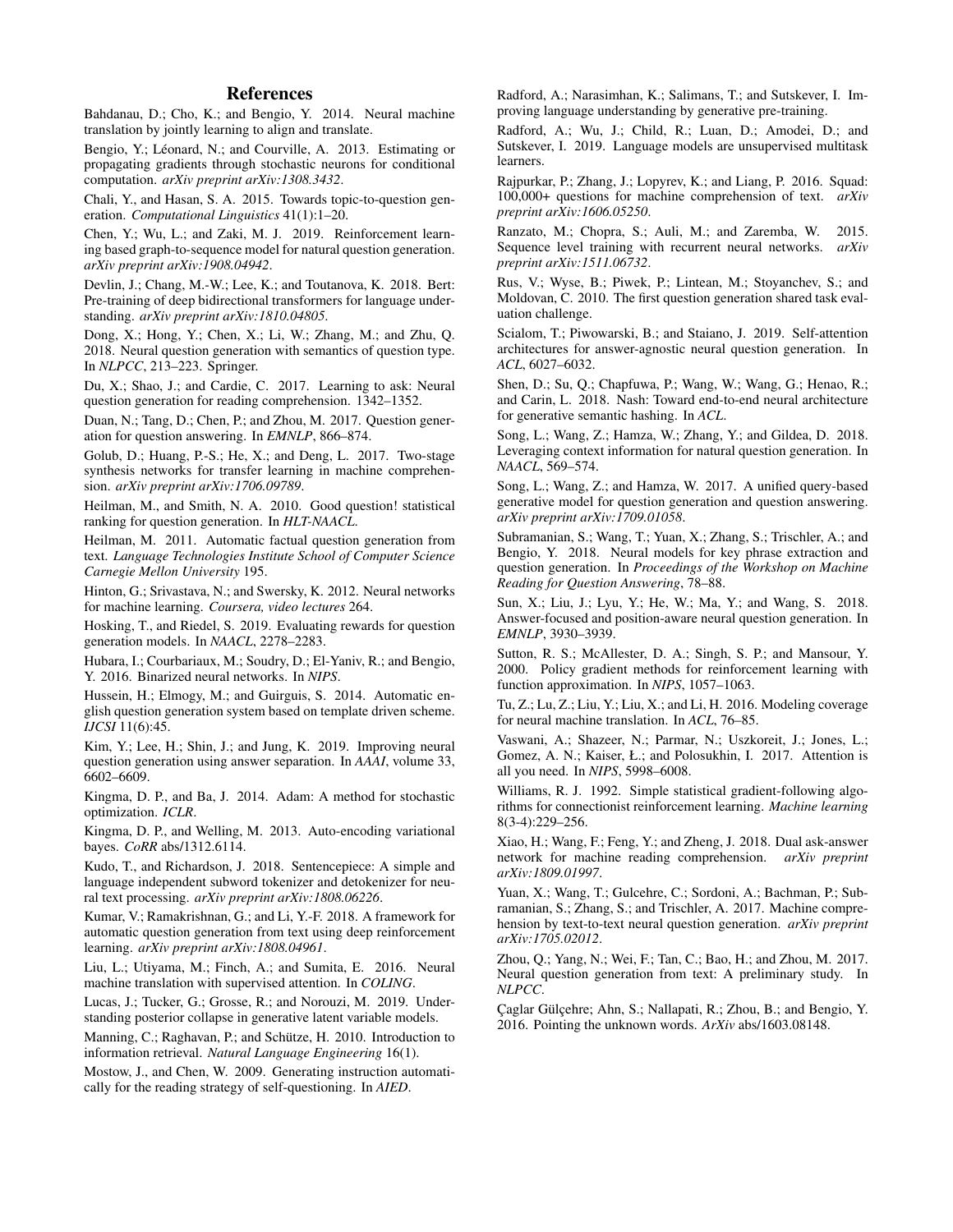## References

Bahdanau, D.; Cho, K.; and Bengio, Y. 2014. Neural machine translation by jointly learning to align and translate.

Bengio, Y.; Léonard, N.; and Courville, A. 2013. Estimating or propagating gradients through stochastic neurons for conditional computation. *arXiv preprint arXiv:1308.3432*.

Chali, Y., and Hasan, S. A. 2015. Towards topic-to-question generation. *Computational Linguistics* 41(1):1–20.

Chen, Y.; Wu, L.; and Zaki, M. J. 2019. Reinforcement learning based graph-to-sequence model for natural question generation. *arXiv preprint arXiv:1908.04942*.

Devlin, J.; Chang, M.-W.; Lee, K.; and Toutanova, K. 2018. Bert: Pre-training of deep bidirectional transformers for language understanding. *arXiv preprint arXiv:1810.04805*.

Dong, X.; Hong, Y.; Chen, X.; Li, W.; Zhang, M.; and Zhu, Q. 2018. Neural question generation with semantics of question type. In *NLPCC*, 213–223. Springer.

Du, X.; Shao, J.; and Cardie, C. 2017. Learning to ask: Neural question generation for reading comprehension. 1342–1352.

Duan, N.; Tang, D.; Chen, P.; and Zhou, M. 2017. Question generation for question answering. In *EMNLP*, 866–874.

Golub, D.; Huang, P.-S.; He, X.; and Deng, L. 2017. Two-stage synthesis networks for transfer learning in machine comprehension. *arXiv preprint arXiv:1706.09789*.

Heilman, M., and Smith, N. A. 2010. Good question! statistical ranking for question generation. In *HLT-NAACL*.

Heilman, M. 2011. Automatic factual question generation from text. *Language Technologies Institute School of Computer Science Carnegie Mellon University* 195.

Hinton, G.; Srivastava, N.; and Swersky, K. 2012. Neural networks for machine learning. *Coursera, video lectures* 264.

Hosking, T., and Riedel, S. 2019. Evaluating rewards for question generation models. In *NAACL*, 2278–2283.

Hubara, I.; Courbariaux, M.; Soudry, D.; El-Yaniv, R.; and Bengio, Y. 2016. Binarized neural networks. In *NIPS*.

Hussein, H.; Elmogy, M.; and Guirguis, S. 2014. Automatic english question generation system based on template driven scheme. *IJCSI* 11(6):45.

Kim, Y.; Lee, H.; Shin, J.; and Jung, K. 2019. Improving neural question generation using answer separation. In *AAAI*, volume 33, 6602–6609.

Kingma, D. P., and Ba, J. 2014. Adam: A method for stochastic optimization. *ICLR*.

Kingma, D. P., and Welling, M. 2013. Auto-encoding variational bayes. *CoRR* abs/1312.6114.

Kudo, T., and Richardson, J. 2018. Sentencepiece: A simple and language independent subword tokenizer and detokenizer for neural text processing. *arXiv preprint arXiv:1808.06226*.

Kumar, V.; Ramakrishnan, G.; and Li, Y.-F. 2018. A framework for automatic question generation from text using deep reinforcement learning. *arXiv preprint arXiv:1808.04961*.

Liu, L.; Utiyama, M.; Finch, A.; and Sumita, E. 2016. Neural machine translation with supervised attention. In *COLING*.

Lucas, J.; Tucker, G.; Grosse, R.; and Norouzi, M. 2019. Understanding posterior collapse in generative latent variable models.

Manning, C.; Raghavan, P.; and Schütze, H. 2010. Introduction to information retrieval. *Natural Language Engineering* 16(1).

Mostow, J., and Chen, W. 2009. Generating instruction automatically for the reading strategy of self-questioning. In *AIED*.

Radford, A.; Narasimhan, K.; Salimans, T.; and Sutskever, I. Improving language understanding by generative pre-training.

Radford, A.; Wu, J.; Child, R.; Luan, D.; Amodei, D.; and Sutskever, I. 2019. Language models are unsupervised multitask learners.

Rajpurkar, P.; Zhang, J.; Lopyrev, K.; and Liang, P. 2016. Squad: 100,000+ questions for machine comprehension of text. *arXiv preprint arXiv:1606.05250*.

Ranzato, M.; Chopra, S.; Auli, M.; and Zaremba, W. 2015. Sequence level training with recurrent neural networks. *arXiv preprint arXiv:1511.06732*.

Rus, V.; Wyse, B.; Piwek, P.; Lintean, M.; Stoyanchev, S.; and Moldovan, C. 2010. The first question generation shared task evaluation challenge.

Scialom, T.; Piwowarski, B.; and Staiano, J. 2019. Self-attention architectures for answer-agnostic neural question generation. In *ACL*, 6027–6032.

Shen, D.; Su, Q.; Chapfuwa, P.; Wang, W.; Wang, G.; Henao, R.; and Carin, L. 2018. Nash: Toward end-to-end neural architecture for generative semantic hashing. In *ACL*.

Song, L.; Wang, Z.; Hamza, W.; Zhang, Y.; and Gildea, D. 2018. Leveraging context information for natural question generation. In *NAACL*, 569–574.

Song, L.; Wang, Z.; and Hamza, W. 2017. A unified query-based generative model for question generation and question answering. *arXiv preprint arXiv:1709.01058*.

Subramanian, S.; Wang, T.; Yuan, X.; Zhang, S.; Trischler, A.; and Bengio, Y. 2018. Neural models for key phrase extraction and question generation. In *Proceedings of the Workshop on Machine Reading for Question Answering*, 78–88.

Sun, X.; Liu, J.; Lyu, Y.; He, W.; Ma, Y.; and Wang, S. 2018. Answer-focused and position-aware neural question generation. In *EMNLP*, 3930–3939.

Sutton, R. S.; McAllester, D. A.; Singh, S. P.; and Mansour, Y. 2000. Policy gradient methods for reinforcement learning with function approximation. In *NIPS*, 1057–1063.

Tu, Z.; Lu, Z.; Liu, Y.; Liu, X.; and Li, H. 2016. Modeling coverage for neural machine translation. In *ACL*, 76–85.

Vaswani, A.; Shazeer, N.; Parmar, N.; Uszkoreit, J.; Jones, L.; Gomez, A. N.; Kaiser, Ł.; and Polosukhin, I. 2017. Attention is all you need. In *NIPS*, 5998–6008.

Williams, R. J. 1992. Simple statistical gradient-following algorithms for connectionist reinforcement learning. *Machine learning* 8(3-4):229–256.

Xiao, H.; Wang, F.; Feng, Y.; and Zheng, J. 2018. Dual ask-answer network for machine reading comprehension. *arXiv preprint arXiv:1809.01997*.

Yuan, X.; Wang, T.; Gulcehre, C.; Sordoni, A.; Bachman, P.; Subramanian, S.; Zhang, S.; and Trischler, A. 2017. Machine comprehension by text-to-text neural question generation. *arXiv preprint arXiv:1705.02012*.

Zhou, Q.; Yang, N.; Wei, F.; Tan, C.; Bao, H.; and Zhou, M. 2017. Neural question generation from text: A preliminary study. In *NLPCC*.

Çaglar Gülçehre; Ahn, S.; Nallapati, R.; Zhou, B.; and Bengio, Y. 2016. Pointing the unknown words. *ArXiv* abs/1603.08148.